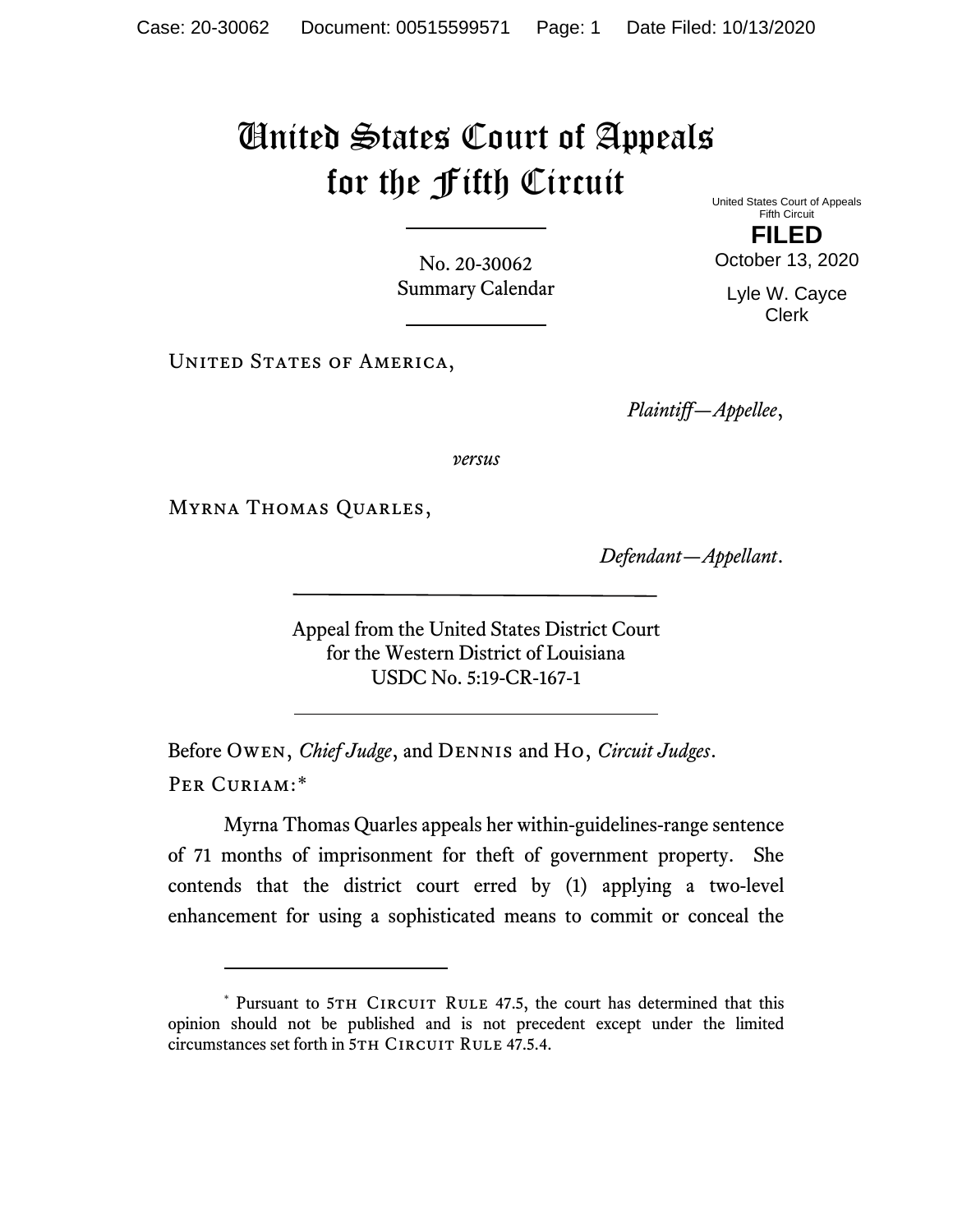# United States Court of Appeals for the Fifth Circuit

United States Court of Appeals
Fifth Circuit

**FILED**

October 13, 2020

Lyle W. Cayce
Clerk

No. 20-30062
Summary Calendar

United States of America,

*Plaintiff—Appellee*,

*versus*

Myrna Thomas Quarles,

*Defendant—Appellant*.

Appeal from the United States District Court
for the Western District of Louisiana
USDC No. 5:19-CR-167-1

Before Owen, *Chief Judge*, and Dennis and Ho, *Circuit Judges*.

Per Curiam:*

Myrna Thomas Quarles appeals her within-guidelines-range sentence of 71 months of imprisonment for theft of government property. She contends that the district court erred by (1) applying a two-level enhancement for using a sophisticated means to commit or conceal the

* Pursuant to 5th Circuit Rule 47.5, the court has determined that this opinion should not be published and is not precedent except under the limited circumstances set forth in 5th Circuit Rule 47.5.4.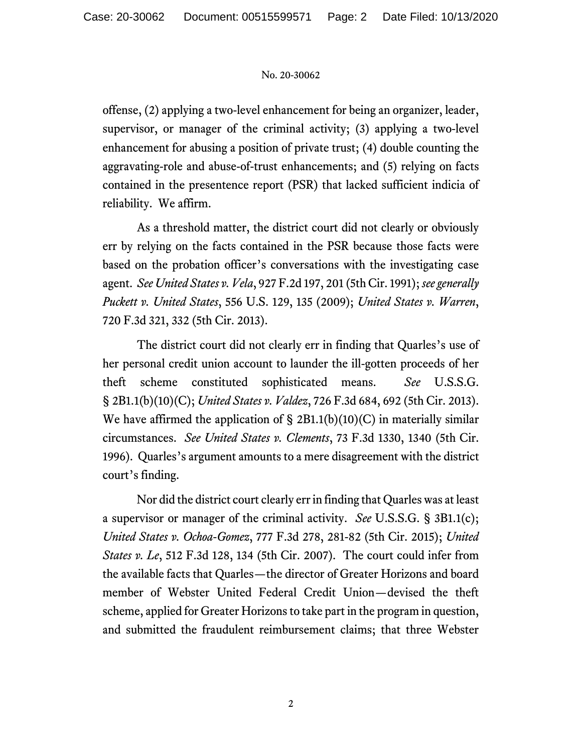offense, (2) applying a two-level enhancement for being an organizer, leader, supervisor, or manager of the criminal activity; (3) applying a two-level enhancement for abusing a position of private trust; (4) double counting the aggravating-role and abuse-of-trust enhancements; and (5) relying on facts contained in the presentence report (PSR) that lacked sufficient indicia of reliability. We affirm.

As a threshold matter, the district court did not clearly or obviously err by relying on the facts contained in the PSR because those facts were based on the probation officer's conversations with the investigating case agent. *See United States v. Vela*, 927 F.2d 197, 201 (5th Cir. 1991); *see generally Puckett v. United States*, 556 U.S. 129, 135 (2009); *United States v. Warren*, 720 F.3d 321, 332 (5th Cir. 2013).

The district court did not clearly err in finding that Quarles's use of her personal credit union account to launder the ill-gotten proceeds of her theft scheme constituted sophisticated means. *See* U.S.S.G. § 2B1.1(b)(10)(C); *United States v. Valdez*, 726 F.3d 684, 692 (5th Cir. 2013). We have affirmed the application of § 2B1.1(b)(10)(C) in materially similar circumstances. *See United States v. Clements*, 73 F.3d 1330, 1340 (5th Cir. 1996). Quarles's argument amounts to a mere disagreement with the district court's finding.

Nor did the district court clearly err in finding that Quarles was at least a supervisor or manager of the criminal activity. *See* U.S.S.G. § 3B1.1(c); *United States v. Ochoa-Gomez*, 777 F.3d 278, 281-82 (5th Cir. 2015); *United States v. Le*, 512 F.3d 128, 134 (5th Cir. 2007). The court could infer from the available facts that Quarles—the director of Greater Horizons and board member of Webster United Federal Credit Union—devised the theft scheme, applied for Greater Horizons to take part in the program in question, and submitted the fraudulent reimbursement claims; that three Webster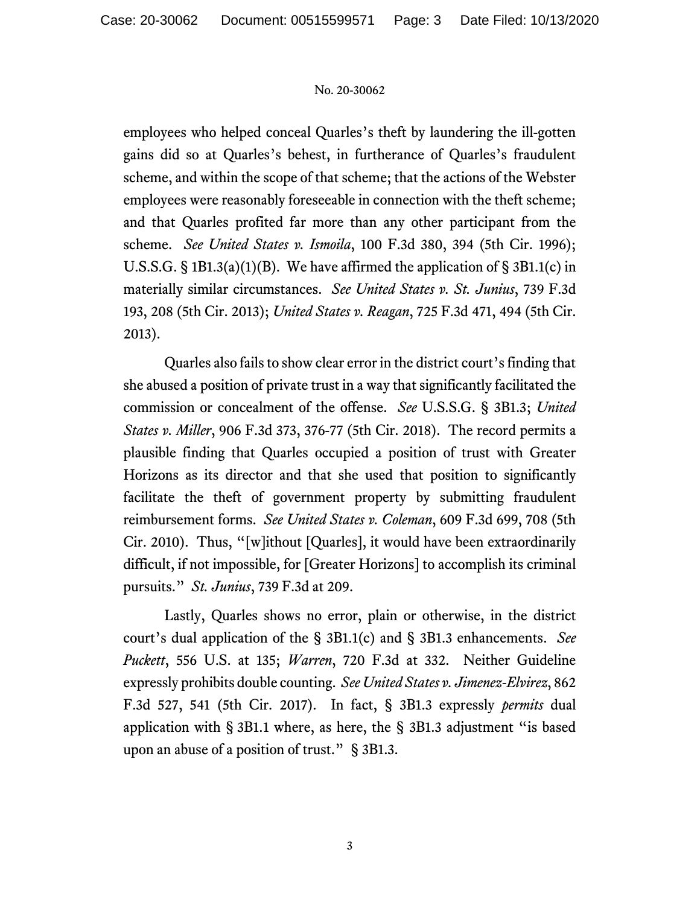employees who helped conceal Quarles's theft by laundering the ill-gotten gains did so at Quarles's behest, in furtherance of Quarles's fraudulent scheme, and within the scope of that scheme; that the actions of the Webster employees were reasonably foreseeable in connection with the theft scheme; and that Quarles profited far more than any other participant from the scheme. *See United States v. Ismoila*, 100 F.3d 380, 394 (5th Cir. 1996); U.S.S.G. § 1B1.3(a)(1)(B). We have affirmed the application of § 3B1.1(c) in materially similar circumstances. *See United States v. St. Junius*, 739 F.3d 193, 208 (5th Cir. 2013); *United States v. Reagan*, 725 F.3d 471, 494 (5th Cir. 2013).

Quarles also fails to show clear error in the district court's finding that she abused a position of private trust in a way that significantly facilitated the commission or concealment of the offense. *See* U.S.S.G. § 3B1.3; *United States v. Miller*, 906 F.3d 373, 376-77 (5th Cir. 2018). The record permits a plausible finding that Quarles occupied a position of trust with Greater Horizons as its director and that she used that position to significantly facilitate the theft of government property by submitting fraudulent reimbursement forms. *See United States v. Coleman*, 609 F.3d 699, 708 (5th Cir. 2010). Thus, "[w]ithout [Quarles], it would have been extraordinarily difficult, if not impossible, for [Greater Horizons] to accomplish its criminal pursuits." *St. Junius*, 739 F.3d at 209.

Lastly, Quarles shows no error, plain or otherwise, in the district court's dual application of the § 3B1.1(c) and § 3B1.3 enhancements. *See Puckett*, 556 U.S. at 135; *Warren*, 720 F.3d at 332. Neither Guideline expressly prohibits double counting. *See United States v. Jimenez-Elvirez*, 862 F.3d 527, 541 (5th Cir. 2017). In fact, § 3B1.3 expressly *permits* dual application with § 3B1.1 where, as here, the § 3B1.3 adjustment "is based upon an abuse of a position of trust." § 3B1.3.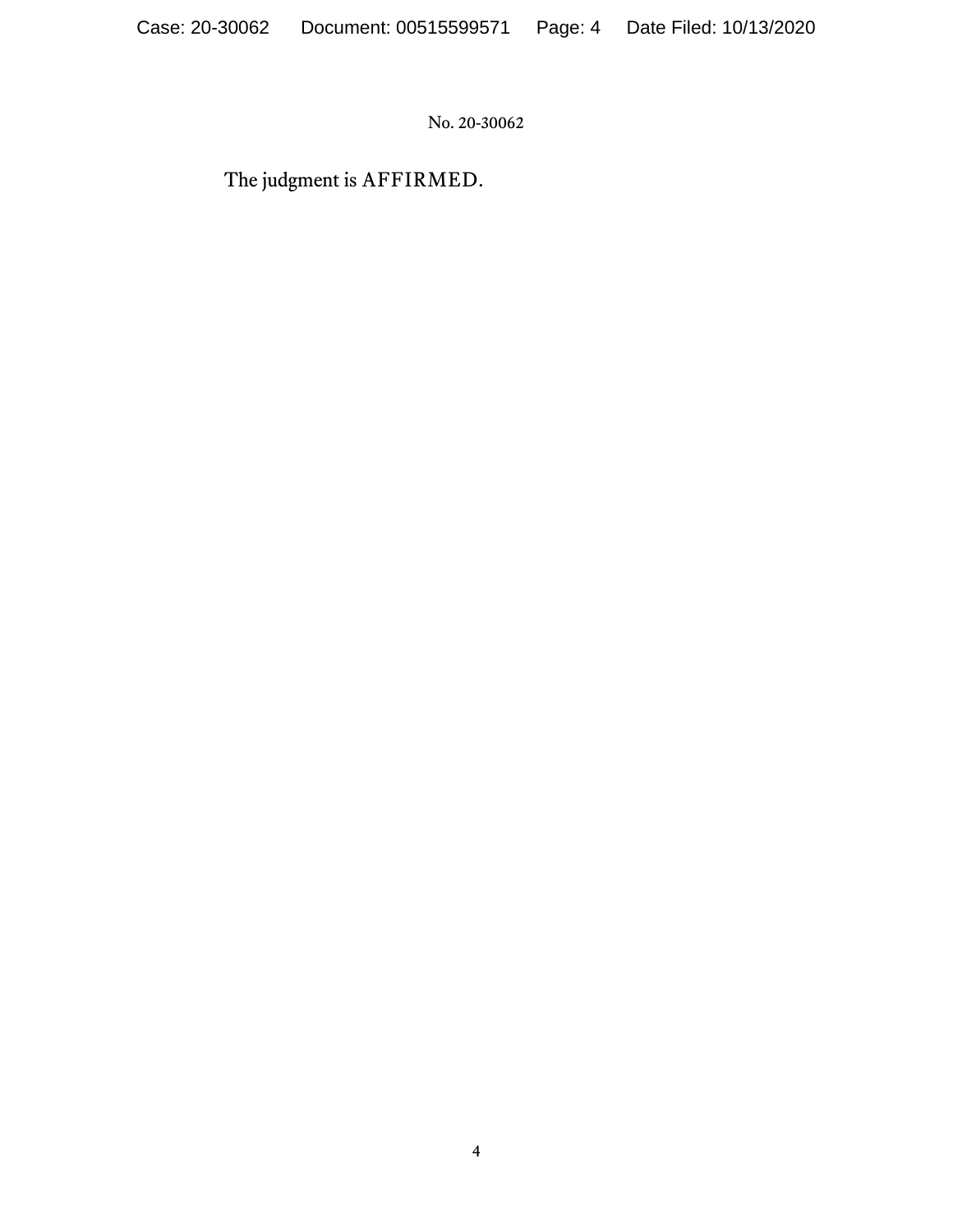The judgment is AFFIRMED.